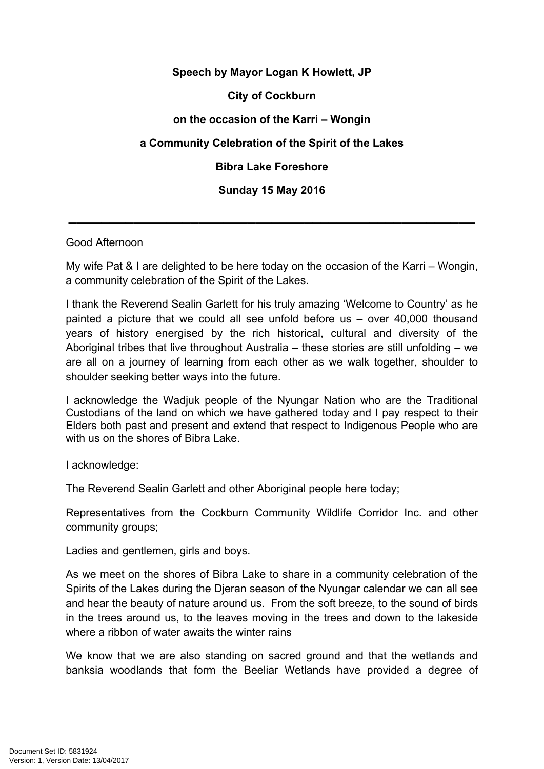**Speech by Mayor Logan K Howlett, JP**

**City of Cockburn**

**on the occasion of the Karri – Wongin**

**a Community Celebration of the Spirit of the Lakes**

**Bibra Lake Foreshore**

**Sunday 15 May 2016**

---

Good Afternoon

My wife Pat & I are delighted to be here today on the occasion of the Karri – Wongin, a community celebration of the Spirit of the Lakes.

I thank the Reverend Sealin Garlett for his truly amazing 'Welcome to Country' as he painted a picture that we could all see unfold before us – over 40,000 thousand years of history energised by the rich historical, cultural and diversity of the Aboriginal tribes that live throughout Australia – these stories are still unfolding – we are all on a journey of learning from each other as we walk together, shoulder to shoulder seeking better ways into the future.

I acknowledge the Wadjuk people of the Nyungar Nation who are the Traditional Custodians of the land on which we have gathered today and I pay respect to their Elders both past and present and extend that respect to Indigenous People who are with us on the shores of Bibra Lake.

I acknowledge:

The Reverend Sealin Garlett and other Aboriginal people here today;

Representatives from the Cockburn Community Wildlife Corridor Inc. and other community groups;

Ladies and gentlemen, girls and boys.

As we meet on the shores of Bibra Lake to share in a community celebration of the Spirits of the Lakes during the Djeran season of the Nyungar calendar we can all see and hear the beauty of nature around us. From the soft breeze, to the sound of birds in the trees around us, to the leaves moving in the trees and down to the lakeside where a ribbon of water awaits the winter rains

We know that we are also standing on sacred ground and that the wetlands and banksia woodlands that form the Beeliar Wetlands have provided a degree of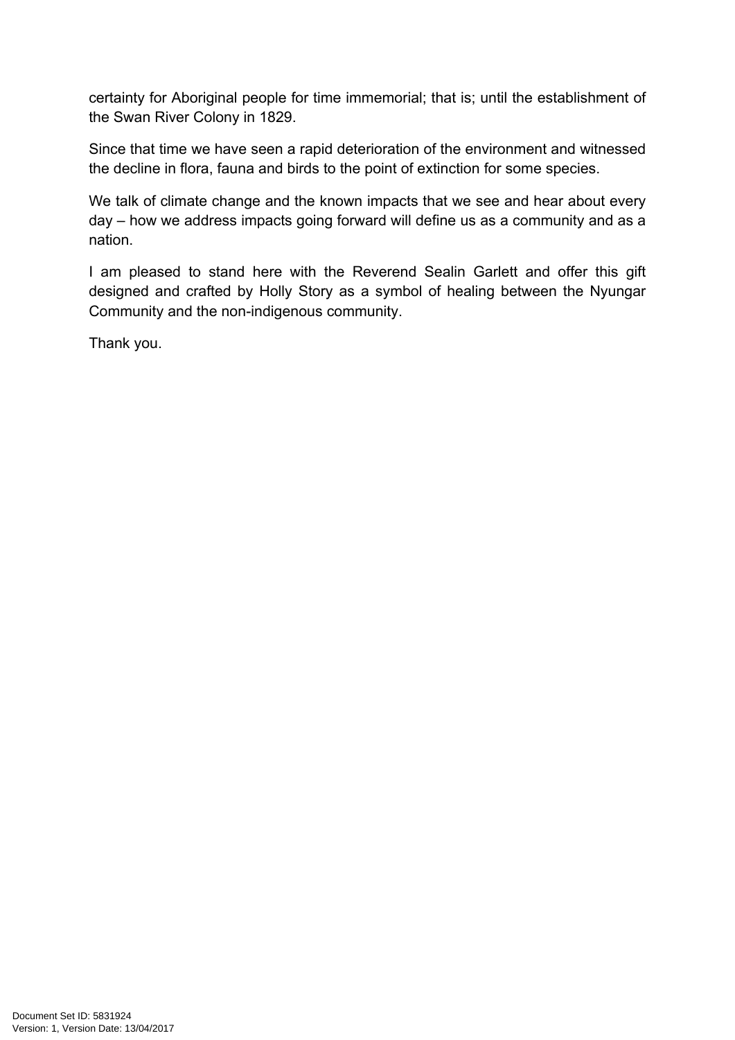certainty for Aboriginal people for time immemorial; that is; until the establishment of the Swan River Colony in 1829.

Since that time we have seen a rapid deterioration of the environment and witnessed the decline in flora, fauna and birds to the point of extinction for some species.

We talk of climate change and the known impacts that we see and hear about every day – how we address impacts going forward will define us as a community and as a nation.

I am pleased to stand here with the Reverend Sealin Garlett and offer this gift designed and crafted by Holly Story as a symbol of healing between the Nyungar Community and the non-indigenous community.

Thank you.